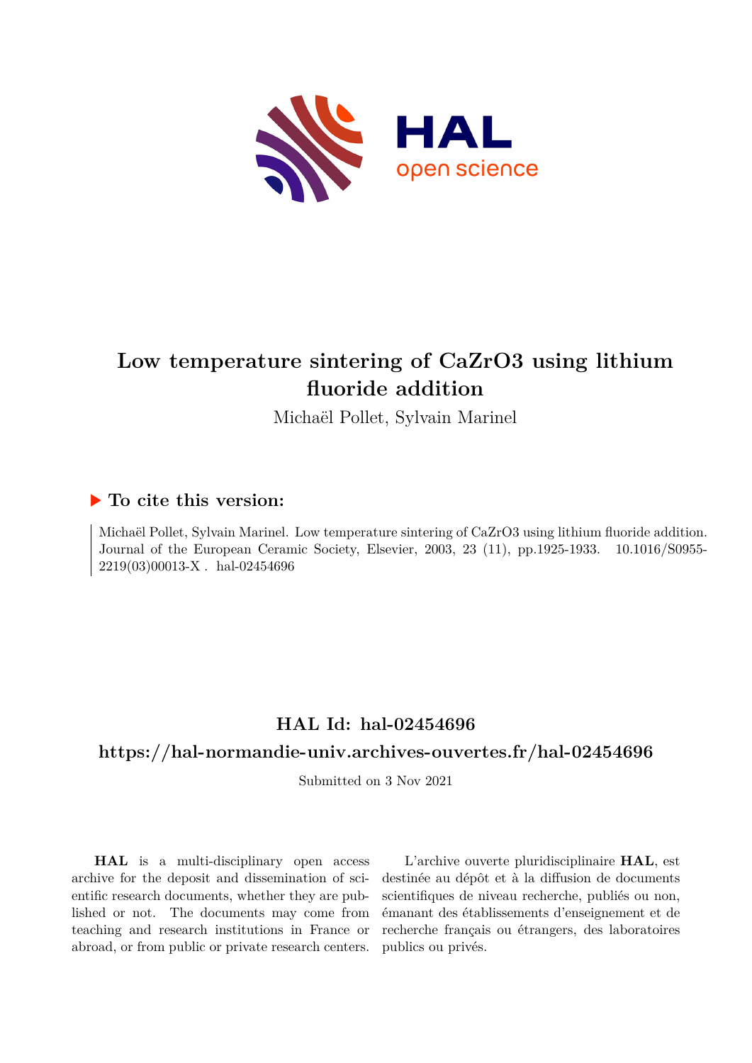# Low temperature sintering of CaZrO3 using lithium fluoride addition

Michaël Pollet, Sylvain Marinel

## ▶ To cite this version:

Michaël Pollet, Sylvain Marinel. Low temperature sintering of CaZrO3 using lithium fluoride addition. Journal of the European Ceramic Society, Elsevier, 2003, 23 (11), pp.1925-1933. 10.1016/S0955-2219(03)00013-X . hal-02454696

## HAL Id: hal-02454696

## https://hal-normandie-univ.archives-ouvertes.fr/hal-02454696

Submitted on 3 Nov 2021

**HAL** is a multi-disciplinary open access archive for the deposit and dissemination of scientific research documents, whether they are published or not. The documents may come from teaching and research institutions in France or abroad, or from public or private research centers.

L'archive ouverte pluridisciplinaire **HAL**, est destinée au dépôt et à la diffusion de documents scientifiques de niveau recherche, publiés ou non, émanant des établissements d'enseignement et de recherche français ou étrangers, des laboratoires publics ou privés.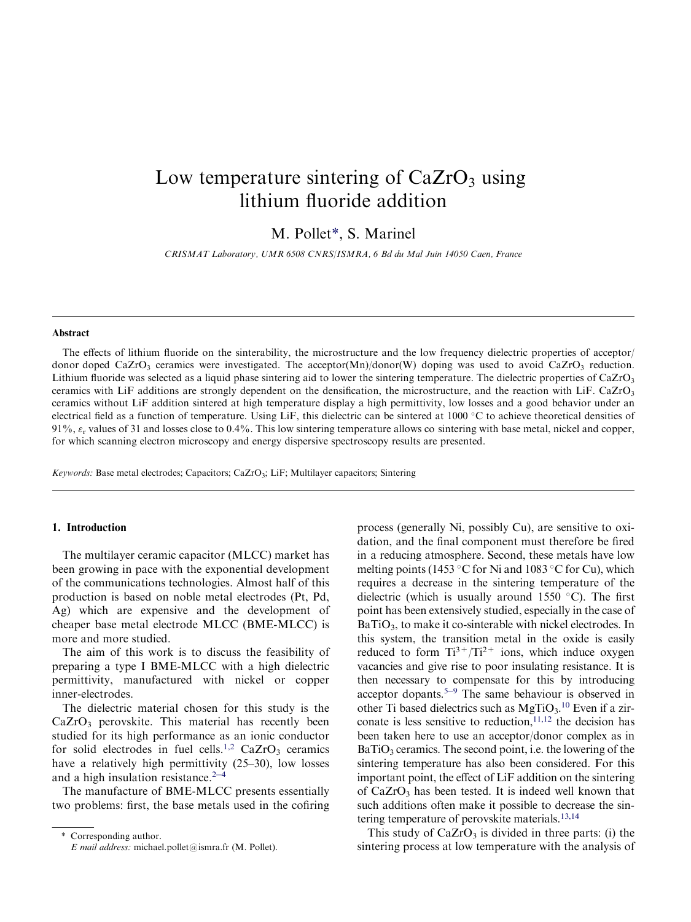# Low temperature sintering of $CaZrO_3$ using lithium fluoride addition

M. Pollet*, S. Marinel

*CRISMAT Laboratory, UMR 6508 CNRS/ISMRA, 6 Bd du Mal Juin 14050 Caen, France*

## Abstract

The effects of lithium fluoride on the sinterability, the microstructure and the low frequency dielectric properties of acceptor/donor doped $CaZrO_3$ ceramics were investigated. The acceptor(Mn)/donor(W) doping was used to avoid $CaZrO_3$ reduction. Lithium fluoride was selected as a liquid phase sintering aid to lower the sintering temperature. The dielectric properties of $CaZrO_3$ ceramics with LiF additions are strongly dependent on the densification, the microstructure, and the reaction with LiF. $CaZrO_3$ ceramics without LiF addition sintered at high temperature display a high permittivity, low losses and a good behavior under an electrical field as a function of temperature. Using LiF, this dielectric can be sintered at 1000 °C to achieve theoretical densities of 91%, $\varepsilon_r$ values of 31 and losses close to 0.4%. This low sintering temperature allows co sintering with base metal, nickel and copper, for which scanning electron microscopy and energy dispersive spectroscopy results are presented.

*Keywords:* Base metal electrodes; Capacitors; $CaZrO_3$; LiF; Multilayer capacitors; Sintering

## 1. Introduction

The multilayer ceramic capacitor (MLCC) market has been growing in pace with the exponential development of the communications technologies. Almost half of this production is based on noble metal electrodes (Pt, Pd, Ag) which are expensive and the development of cheaper base metal electrode MLCC (BME-MLCC) is more and more studied.

The aim of this work is to discuss the feasibility of preparing a type I BME-MLCC with a high dielectric permittivity, manufactured with nickel or copper inner-electrodes.

The dielectric material chosen for this study is the $CaZrO_3$ perovskite. This material has recently been studied for its high performance as an ionic conductor for solid electrodes in fuel cells.[1,2] $CaZrO_3$ ceramics have a relatively high permittivity (25–30), low losses and a high insulation resistance.[2–4]

The manufacture of BME-MLCC presents essentially two problems: first, the base metals used in the cofiring process (generally Ni, possibly Cu), are sensitive to oxidation, and the final component must therefore be fired in a reducing atmosphere. Second, these metals have low melting points (1453 °C for Ni and 1083 °C for Cu), which requires a decrease in the sintering temperature of the dielectric (which is usually around 1550 °C). The first point has been extensively studied, especially in the case of $BaTiO_3$, to make it co-sinterable with nickel electrodes. In this system, the transition metal in the oxide is easily reduced to form $Ti^{3+}/Ti^{2+}$ ions, which induce oxygen vacancies and give rise to poor insulating resistance. It is then necessary to compensate for this by introducing acceptor dopants.[5–9] The same behaviour is observed in other Ti based dielectrics such as $MgTiO_3$.[10] Even if a zirconate is less sensitive to reduction,[11,12] the decision has been taken here to use an acceptor/donor complex as in $BaTiO_3$ ceramics. The second point, i.e. the lowering of the sintering temperature has also been considered. For this important point, the effect of LiF addition on the sintering of $CaZrO_3$ has been tested. It is indeed well known that such additions often make it possible to decrease the sintering temperature of perovskite materials.[13,14]

This study of $CaZrO_3$ is divided in three parts: (i) the sintering process at low temperature with the analysis of

\* Corresponding author.
*E mail address:* michael.pollet@ismra.fr (M. Pollet).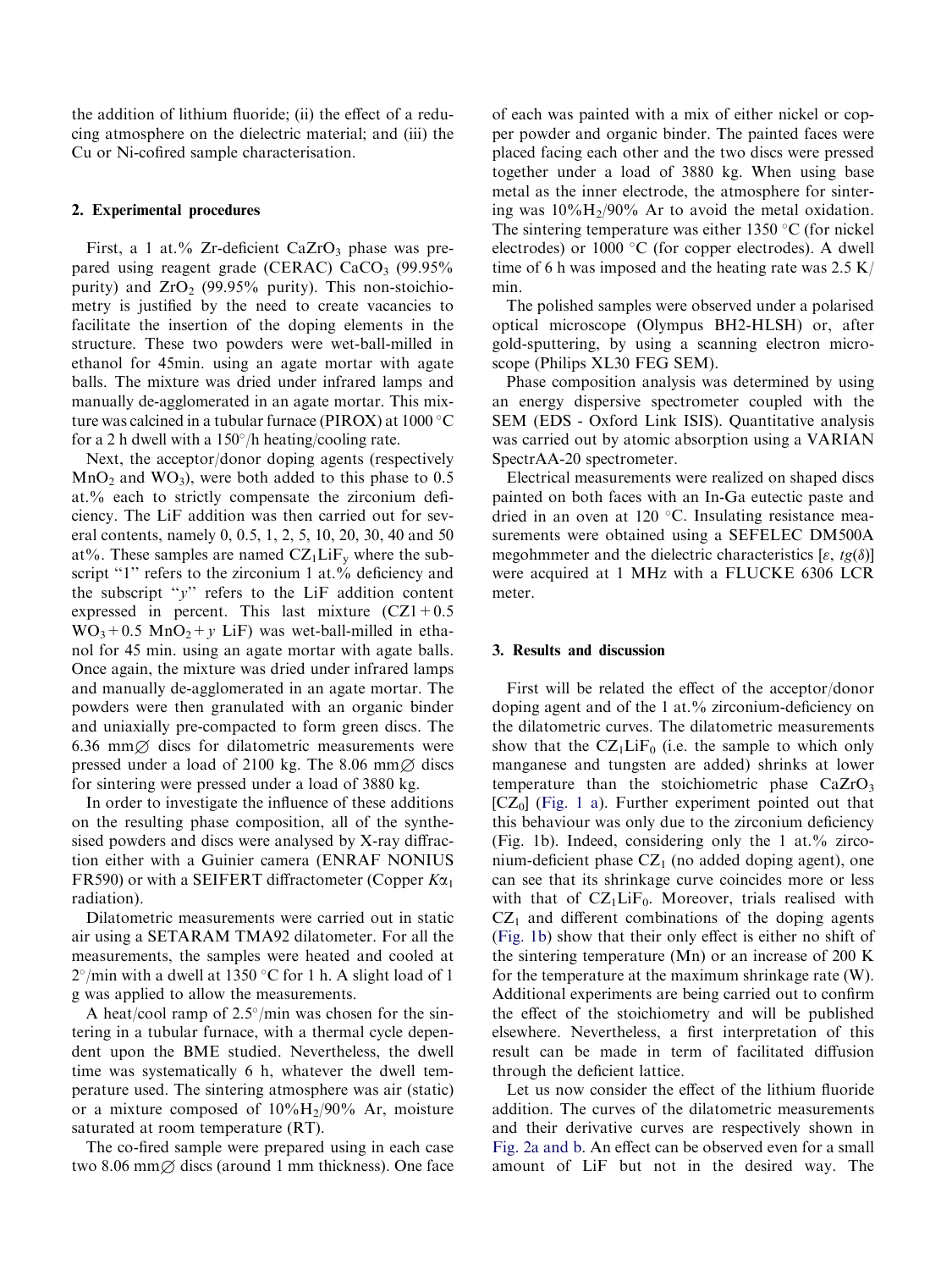the addition of lithium fluoride; (ii) the effect of a reducing atmosphere on the dielectric material; and (iii) the Cu or Ni-cofired sample characterisation.

## 2. Experimental procedures

First, a 1 at.% Zr-deficient $CaZrO_3$ phase was prepared using reagent grade (CERAC) $CaCO_3$ (99.95% purity) and $ZrO_2$ (99.95% purity). This non-stoichiometry is justified by the need to create vacancies to facilitate the insertion of the doping elements in the structure. These two powders were wet-ball-milled in ethanol for 45min. using an agate mortar with agate balls. The mixture was dried under infrared lamps and manually de-agglomerated in an agate mortar. This mixture was calcined in a tubular furnace (PIROX) at 1000 °C for a 2 h dwell with a 150°/h heating/cooling rate.

Next, the acceptor/donor doping agents (respectively $MnO_2$ and $WO_3$), were both added to this phase to 0.5 at.% each to strictly compensate the zirconium deficiency. The LiF addition was then carried out for several contents, namely 0, 0.5, 1, 2, 5, 10, 20, 30, 40 and 50 at%. These samples are named $CZ_1LiF_y$ where the subscript "1" refers to the zirconium 1 at.% deficiency and the subscript "$y$" refers to the LiF addition content expressed in percent. This last mixture ($CZ1 + 0.5\ WO_3 + 0.5\ MnO_2 + y$ LiF) was wet-ball-milled in ethanol for 45 min. using an agate mortar with agate balls. Once again, the mixture was dried under infrared lamps and manually de-agglomerated in an agate mortar. The powders were then granulated with an organic binder and uniaxially pre-compacted to form green discs. The 6.36 mm∅ discs for dilatometric measurements were pressed under a load of 2100 kg. The 8.06 mm∅ discs for sintering were pressed under a load of 3880 kg.

In order to investigate the influence of these additions on the resulting phase composition, all of the synthesised powders and discs were analysed by X-ray diffraction either with a Guinier camera (ENRAF NONIUS FR590) or with a SEIFERT diffractometer (Copper $K\alpha_1$ radiation).

Dilatometric measurements were carried out in static air using a SETARAM TMA92 dilatometer. For all the measurements, the samples were heated and cooled at 2°/min with a dwell at 1350 °C for 1 h. A slight load of 1 g was applied to allow the measurements.

A heat/cool ramp of 2.5°/min was chosen for the sintering in a tubular furnace, with a thermal cycle dependent upon the BME studied. Nevertheless, the dwell time was systematically 6 h, whatever the dwell temperature used. The sintering atmosphere was air (static) or a mixture composed of $10\%H_2/90\%$ Ar, moisture saturated at room temperature (RT).

The co-fired sample were prepared using in each case two 8.06 mm∅ discs (around 1 mm thickness). One face of each was painted with a mix of either nickel or copper powder and organic binder. The painted faces were placed facing each other and the two discs were pressed together under a load of 3880 kg. When using base metal as the inner electrode, the atmosphere for sintering was $10\%H_2/90\%$ Ar to avoid the metal oxidation. The sintering temperature was either 1350 °C (for nickel electrodes) or 1000 °C (for copper electrodes). A dwell time of 6 h was imposed and the heating rate was 2.5 K/min.

The polished samples were observed under a polarised optical microscope (Olympus BH2-HLSH) or, after gold-sputtering, by using a scanning electron microscope (Philips XL30 FEG SEM).

Phase composition analysis was determined by using an energy dispersive spectrometer coupled with the SEM (EDS - Oxford Link ISIS). Quantitative analysis was carried out by atomic absorption using a VARIAN SpectrAA-20 spectrometer.

Electrical measurements were realized on shaped discs painted on both faces with an In-Ga eutectic paste and dried in an oven at 120 °C. Insulating resistance measurements were obtained using a SEFELEC DM500A megohmmeter and the dielectric characteristics [$\varepsilon$, $tg(\delta)$] were acquired at 1 MHz with a FLUCKE 6306 LCR meter.

## 3. Results and discussion

First will be related the effect of the acceptor/donor doping agent and of the 1 at.% zirconium-deficiency on the dilatometric curves. The dilatometric measurements show that the $CZ_1LiF_0$ (i.e. the sample to which only manganese and tungsten are added) shrinks at lower temperature than the stoichiometric phase $CaZrO_3$ [$CZ_0$] (Fig. 1 a). Further experiment pointed out that this behaviour was only due to the zirconium deficiency (Fig. 1b). Indeed, considering only the 1 at.% zirconium-deficient phase $CZ_1$ (no added doping agent), one can see that its shrinkage curve coincides more or less with that of $CZ_1LiF_0$. Moreover, trials realised with $CZ_1$ and different combinations of the doping agents (Fig. 1b) show that their only effect is either no shift of the sintering temperature (Mn) or an increase of 200 K for the temperature at the maximum shrinkage rate (W). Additional experiments are being carried out to confirm the effect of the stoichiometry and will be published elsewhere. Nevertheless, a first interpretation of this result can be made in term of facilitated diffusion through the deficient lattice.

Let us now consider the effect of the lithium fluoride addition. The curves of the dilatometric measurements and their derivative curves are respectively shown in Fig. 2a and b. An effect can be observed even for a small amount of LiF but not in the desired way. The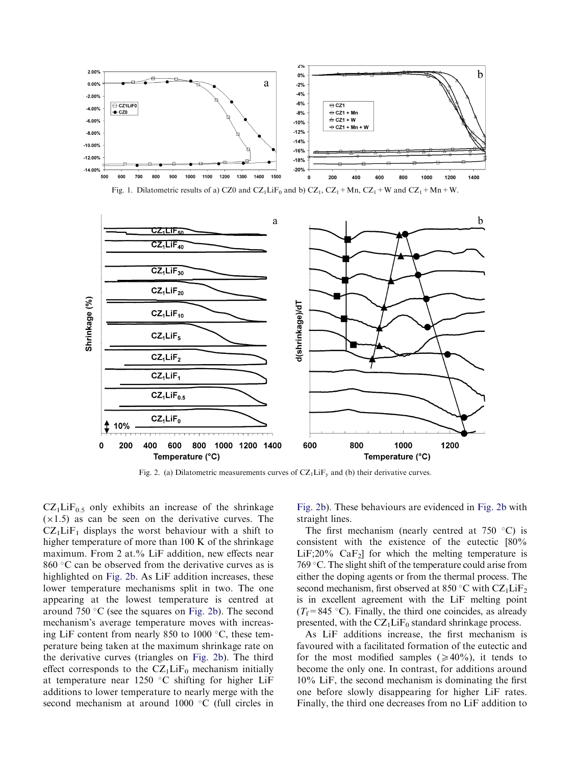Fig. 1. Dilatometric results of a) CZ0 and $CZ_1LiF_0$ and b) $CZ_1$, $CZ_1+Mn$, $CZ_1+W$ and $CZ_1+Mn+W$.

Fig. 2. (a) Dilatometric measurements curves of $CZ_1LiF_y$ and (b) their derivative curves.

$CZ_1LiF_{0.5}$ only exhibits an increase of the shrinkage ($\times 1.5$) as can be seen on the derivative curves. The $CZ_1LiF_1$ displays the worst behaviour with a shift to higher temperature of more than 100 K of the shrinkage maximum. From 2 at.% LiF addition, new effects near 860 °C can be observed from the derivative curves as is highlighted on Fig. 2b. As LiF addition increases, these lower temperature mechanisms split in two. The one appearing at the lowest temperature is centred at around 750 °C (see the squares on Fig. 2b). The second mechanism's average temperature moves with increasing LiF content from nearly 850 to 1000 °C, these temperature being taken at the maximum shrinkage rate on the derivative curves (triangles on Fig. 2b). The third effect corresponds to the $CZ_1LiF_0$ mechanism initially at temperature near 1250 °C shifting for higher LiF additions to lower temperature to nearly merge with the second mechanism at around 1000 °C (full circles in Fig. 2b). These behaviours are evidenced in Fig. 2b with straight lines.

The first mechanism (nearly centred at 750 °C) is consistent with the existence of the eutectic [80% LiF;20% $CaF_2$] for which the melting temperature is 769 °C. The slight shift of the temperature could arise from either the doping agents or from the thermal process. The second mechanism, first observed at 850 °C with $CZ_1LiF_2$ is in excellent agreement with the LiF melting point ($T_f = 845$ °C). Finally, the third one coincides, as already presented, with the $CZ_1LiF_0$ standard shrinkage process.

As LiF additions increase, the first mechanism is favoured with a facilitated formation of the eutectic and for the most modified samples ($\geqslant 40\%$), it tends to become the only one. In contrast, for additions around 10% LiF, the second mechanism is dominating the first one before slowly disappearing for higher LiF rates. Finally, the third one decreases from no LiF addition to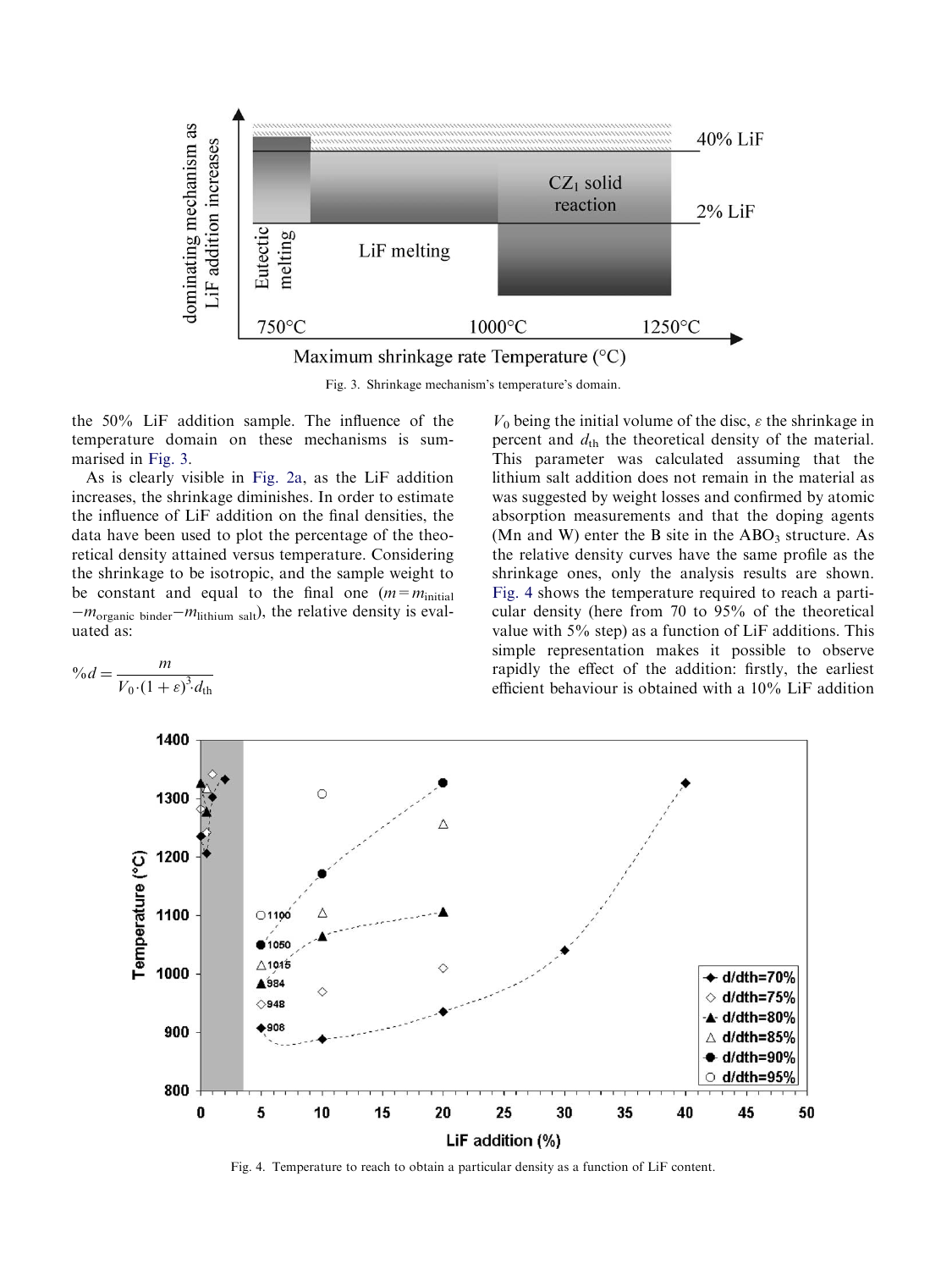Fig. 3. Shrinkage mechanism's temperature's domain.

the 50% LiF addition sample. The influence of the temperature domain on these mechanisms is summarised in Fig. 3.

As is clearly visible in Fig. 2a, as the LiF addition increases, the shrinkage diminishes. In order to estimate the influence of LiF addition on the final densities, the data have been used to plot the percentage of the theoretical density attained versus temperature. Considering the shrinkage to be isotropic, and the sample weight to be constant and equal to the final one ($m = m_{\text{initial}} - m_{\text{organic binder}} - m_{\text{lithium salt}}$), the relative density is evaluated as:

$$\%d = \frac{m}{V_0 \cdot (1+\varepsilon)^3 \cdot d_{\text{th}}}$$

$V_0$ being the initial volume of the disc, $\varepsilon$ the shrinkage in percent and $d_{\text{th}}$ the theoretical density of the material. This parameter was calculated assuming that the lithium salt addition does not remain in the material as was suggested by weight losses and confirmed by atomic absorption measurements and that the doping agents (Mn and W) enter the B site in the $ABO_3$ structure. As the relative density curves have the same profile as the shrinkage ones, only the analysis results are shown. Fig. 4 shows the temperature required to reach a particular density (here from 70 to 95% of the theoretical value with 5% step) as a function of LiF additions. This simple representation makes it possible to observe rapidly the effect of the addition: firstly, the earliest efficient behaviour is obtained with a 10% LiF addition

Fig. 4. Temperature to reach to obtain a particular density as a function of LiF content.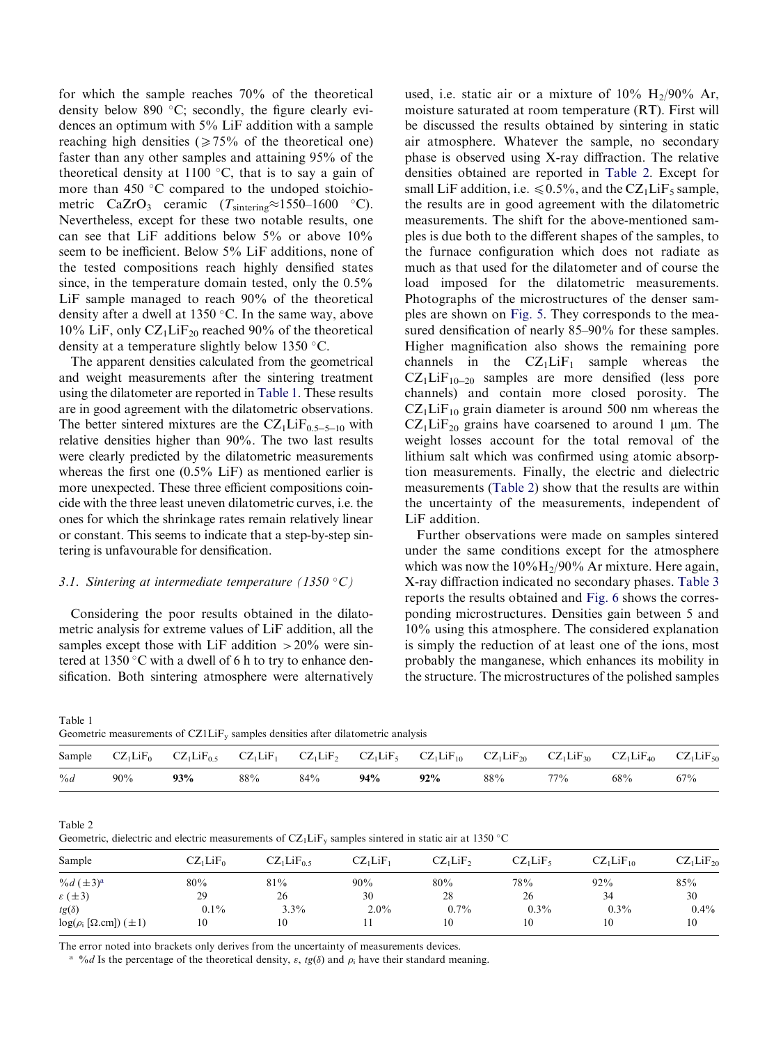for which the sample reaches 70% of the theoretical density below 890 °C; secondly, the figure clearly evidences an optimum with 5% LiF addition with a sample reaching high densities (⩾75% of the theoretical one) faster than any other samples and attaining 95% of the theoretical density at 1100 °C, that is to say a gain of more than 450 °C compared to the undoped stoichiometric $CaZrO_3$ ceramic ($T_{sintering}$≈1550–1600 °C). Nevertheless, except for these two notable results, one can see that LiF additions below 5% or above 10% seem to be inefficient. Below 5% LiF additions, none of the tested compositions reach highly densified states since, in the temperature domain tested, only the 0.5% LiF sample managed to reach 90% of the theoretical density after a dwell at 1350 °C. In the same way, above 10% LiF, only $CZ_1LiF_{20}$ reached 90% of the theoretical density at a temperature slightly below 1350 °C.

The apparent densities calculated from the geometrical and weight measurements after the sintering treatment using the dilatometer are reported in Table 1. These results are in good agreement with the dilatometric observations. The better sintered mixtures are the $CZ_1LiF_{0.5–5–10}$ with relative densities higher than 90%. The two last results were clearly predicted by the dilatometric measurements whereas the first one (0.5% LiF) as mentioned earlier is more unexpected. These three efficient compositions coincide with the three least uneven dilatometric curves, i.e. the ones for which the shrinkage rates remain relatively linear or constant. This seems to indicate that a step-by-step sintering is unfavourable for densification.

### *3.1. Sintering at intermediate temperature (1350 °C)*

Considering the poor results obtained in the dilatometric analysis for extreme values of LiF addition, all the samples except those with LiF addition >20% were sintered at 1350 °C with a dwell of 6 h to try to enhance densification. Both sintering atmosphere were alternatively used, i.e. static air or a mixture of 10% $H_2$/90% Ar, moisture saturated at room temperature (RT). First will be discussed the results obtained by sintering in static air atmosphere. Whatever the sample, no secondary phase is observed using X-ray diffraction. The relative densities obtained are reported in Table 2. Except for small LiF addition, i.e. ⩽0.5%, and the $CZ_1LiF_5$ sample, the results are in good agreement with the dilatometric measurements. The shift for the above-mentioned samples is due both to the different shapes of the samples, to the furnace configuration which does not radiate as much as that used for the dilatometer and of course the load imposed for the dilatometric measurements. Photographs of the microstructures of the denser samples are shown on Fig. 5. They corresponds to the measured densification of nearly 85–90% for these samples. Higher magnification also shows the remaining pore channels in the $CZ_1LiF_1$ sample whereas the $CZ_1LiF_{10–20}$ samples are more densified (less pore channels) and contain more closed porosity. The $CZ_1LiF_{10}$ grain diameter is around 500 nm whereas the $CZ_1LiF_{20}$ grains have coarsened to around 1 μm. The weight losses account for the total removal of the lithium salt which was confirmed using atomic absorption measurements. Finally, the electric and dielectric measurements (Table 2) show that the results are within the uncertainty of the measurements, independent of LiF addition.

Further observations were made on samples sintered under the same conditions except for the atmosphere which was now the 10%$H_2$/90% Ar mixture. Here again, X-ray diffraction indicated no secondary phases. Table 3 reports the results obtained and Fig. 6 shows the corresponding microstructures. Densities gain between 5 and 10% using this atmosphere. The considered explanation is simply the reduction of at least one of the ions, most probably the manganese, which enhances its mobility in the structure. The microstructures of the polished samples

Table 1
Geometric measurements of CZ1LiF$_y$ samples densities after dilatometric analysis

| Sample | $CZ_1LiF_0$ | $CZ_1LiF_{0.5}$ | $CZ_1LiF_1$ | $CZ_1LiF_2$ | $CZ_1LiF_5$ | $CZ_1LiF_{10}$ | $CZ_1LiF_{20}$ | $CZ_1LiF_{30}$ | $CZ_1LiF_{40}$ | $CZ_1LiF_{50}$ |
|---|---|---|---|---|---|---|---|---|---|---|
| %*d* | 90% | **93%** | 88% | 84% | **94%** | **92%** | 88% | 77% | 68% | 67% |

Table 2
Geometric, dielectric and electric measurements of $CZ_1LiF_y$ samples sintered in static air at 1350 °C

| Sample | $CZ_1LiF_0$ | $CZ_1LiF_{0.5}$ | $CZ_1LiF_1$ | $CZ_1LiF_2$ | $CZ_1LiF_5$ | $CZ_1LiF_{10}$ | $CZ_1LiF_{20}$ |
|---|---|---|---|---|---|---|---|
| %*d* (±3)[a] | 80% | 81% | 90% | 80% | 78% | 92% | 85% |
| $\varepsilon$ (±3) | 29 | 26 | 30 | 28 | 26 | 34 | 30 |
| $tg(\delta)$ | 0.1% | 3.3% | 2.0% | 0.7% | 0.3% | 0.3% | 0.4% |
| $\log(\rho_i$ [Ω.cm]) (±1) | 10 | 10 | 11 | 10 | 10 | 10 | 10 |

The error noted into brackets only derives from the uncertainty of measurements devices.
[a] %*d* Is the percentage of the theoretical density, $\varepsilon$, $tg(\delta)$ and $\rho_i$ have their standard meaning.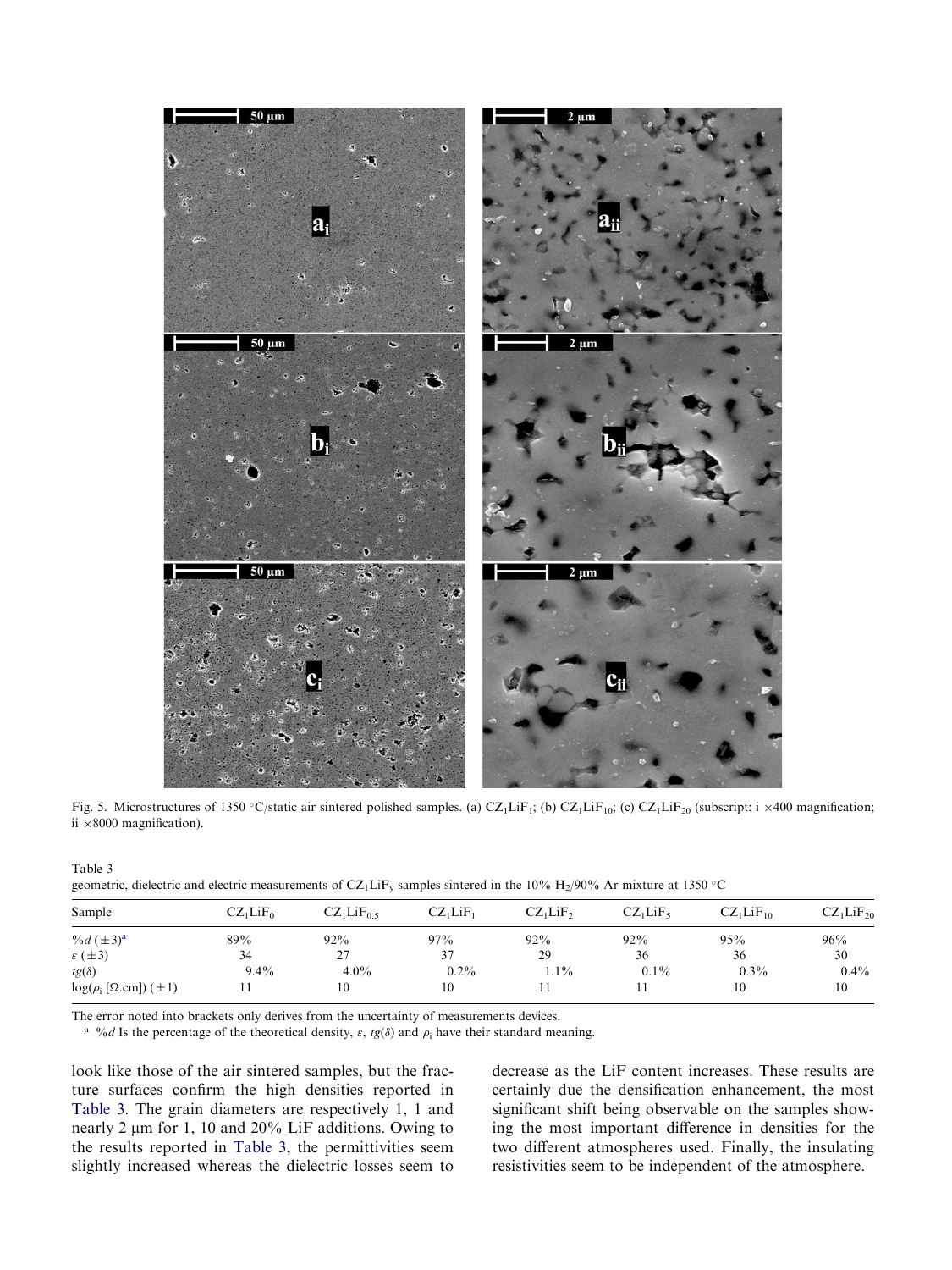Fig. 5. Microstructures of 1350 °C/static air sintered polished samples. (a) $CZ_1LiF_1$; (b) $CZ_1LiF_{10}$; (c) $CZ_1LiF_{20}$ (subscript: i ×400 magnification; ii ×8000 magnification).

Table 3
geometric, dielectric and electric measurements of $CZ_1LiF_y$ samples sintered in the 10% $H_2$/90% Ar mixture at 1350 °C

| Sample | $CZ_1LiF_0$ | $CZ_1LiF_{0.5}$ | $CZ_1LiF_1$ | $CZ_1LiF_2$ | $CZ_1LiF_5$ | $CZ_1LiF_{10}$ | $CZ_1LiF_{20}$ |
|---|---|---|---|---|---|---|---|
| $\%d$ (±3)[a] | 89% | 92% | 97% | 92% | 92% | 95% | 96% |
| $\varepsilon$ (±3) | 34 | 27 | 37 | 29 | 36 | 36 | 30 |
| $tg(\delta)$ | 9.4% | 4.0% | 0.2% | 1.1% | 0.1% | 0.3% | 0.4% |
| $\log(\rho_i$ [Ω.cm]) (±1) | 11 | 10 | 10 | 11 | 11 | 10 | 10 |

The error noted into brackets only derives from the uncertainty of measurements devices.

[a] $\%d$ Is the percentage of the theoretical density, $\varepsilon$, $tg(\delta)$ and $\rho_i$ have their standard meaning.

look like those of the air sintered samples, but the fracture surfaces confirm the high densities reported in Table 3. The grain diameters are respectively 1, 1 and nearly 2 μm for 1, 10 and 20% LiF additions. Owing to the results reported in Table 3, the permittivities seem slightly increased whereas the dielectric losses seem to decrease as the LiF content increases. These results are certainly due the densification enhancement, the most significant shift being observable on the samples showing the most important difference in densities for the two different atmospheres used. Finally, the insulating resistivities seem to be independent of the atmosphere.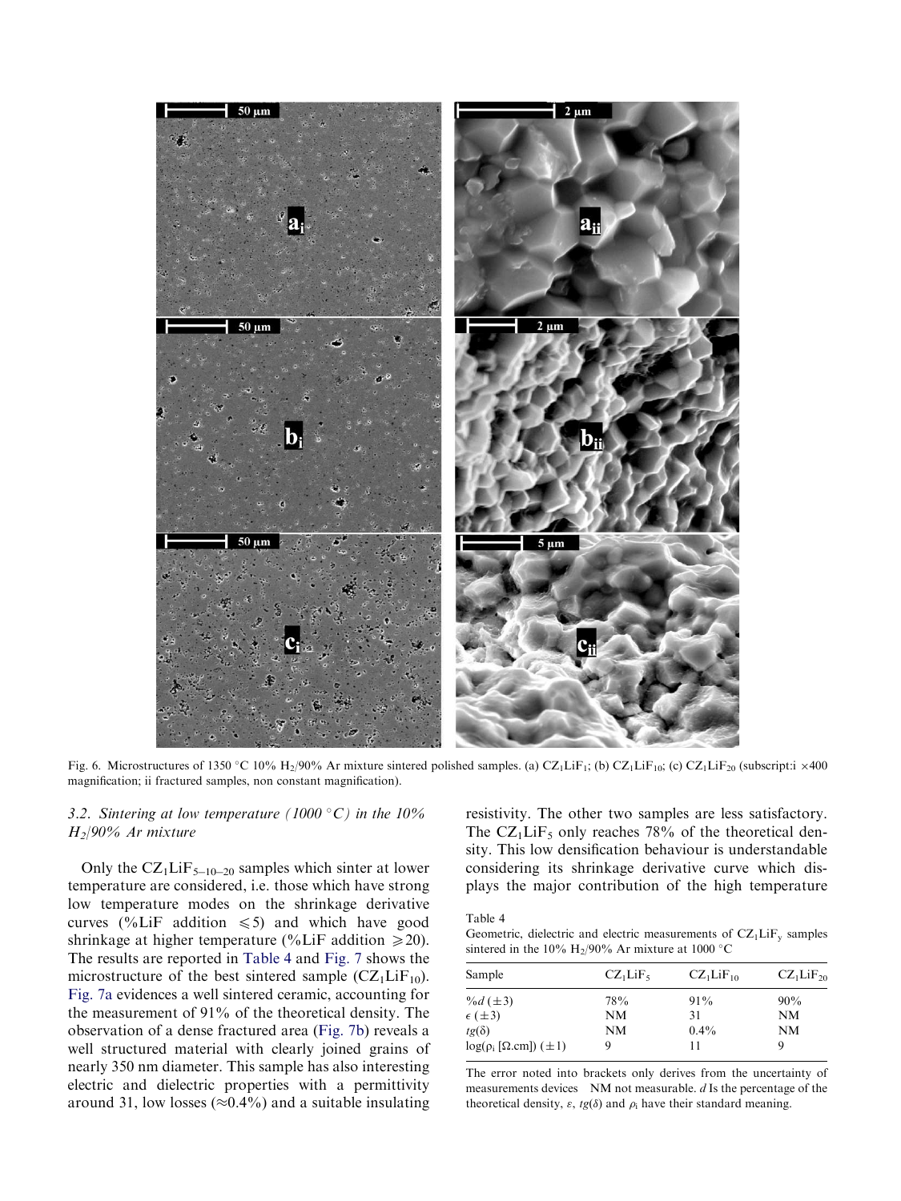Fig. 6. Microstructures of 1350 °C 10% $H_2$/90% Ar mixture sintered polished samples. (a) $CZ_1LiF_1$; (b) $CZ_1LiF_{10}$; (c) $CZ_1LiF_{20}$ (subscript:i ×400 magnification; ii fractured samples, non constant magnification).

### 3.2. Sintering at low temperature (1000 °C) in the 10% $H_2$/90% Ar mixture

Only the $CZ_1LiF_{5–10–20}$ samples which sinter at lower temperature are considered, i.e. those which have strong low temperature modes on the shrinkage derivative curves (%LiF addition $\leqslant 5$) and which have good shrinkage at higher temperature (%LiF addition $\geqslant 20$). The results are reported in Table 4 and Fig. 7 shows the microstructure of the best sintered sample ($CZ_1LiF_{10}$). Fig. 7a evidences a well sintered ceramic, accounting for the measurement of 91% of the theoretical density. The observation of a dense fractured area (Fig. 7b) reveals a well structured material with clearly joined grains of nearly 350 nm diameter. This sample has also interesting electric and dielectric properties with a permittivity around 31, low losses (≈0.4%) and a suitable insulating resistivity. The other two samples are less satisfactory. The $CZ_1LiF_5$ only reaches 78% of the theoretical density. This low densification behaviour is understandable considering its shrinkage derivative curve which displays the major contribution of the high temperature

Table 4
Geometric, dielectric and electric measurements of $CZ_1LiF_y$ samples sintered in the 10% $H_2$/90% Ar mixture at 1000 °C

| Sample | $CZ_1LiF_5$ | $CZ_1LiF_{10}$ | $CZ_1LiF_{20}$ |
|---|---|---|---|
| $\%d$ (±3) | 78% | 91% | 90% |
| $\epsilon$ (±3) | NM | 31 | NM |
| $tg(\delta)$ | NM | 0.4% | NM |
| $\log(\rho_i$ [Ω.cm]) (±1) | 9 | 11 | 9 |

The error noted into brackets only derives from the uncertainty of measurements devices NM not measurable. $d$ Is the percentage of the theoretical density, $\varepsilon$, $tg(\delta)$ and $\rho_i$ have their standard meaning.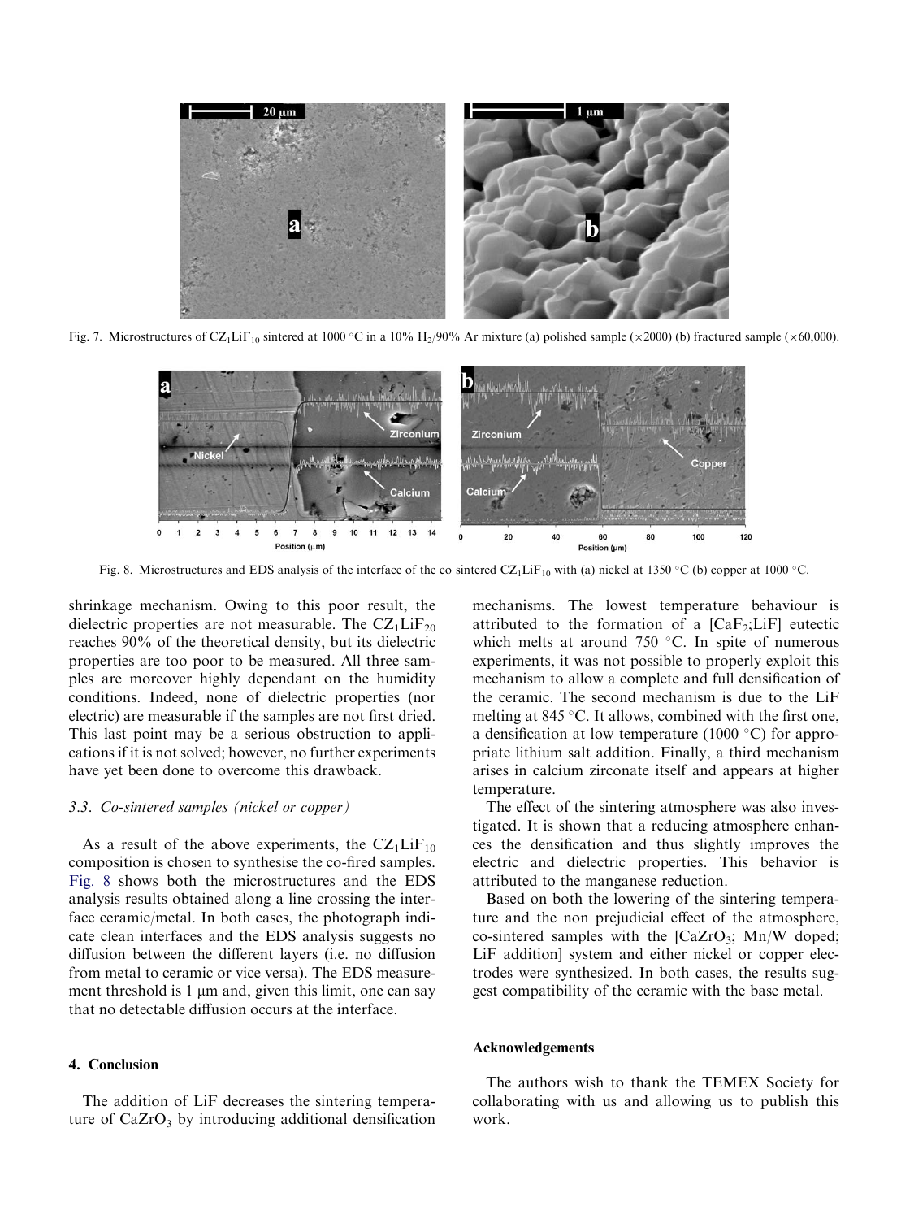Fig. 7. Microstructures of $CZ_1LiF_{10}$ sintered at 1000 °C in a 10% $H_2$/90% Ar mixture (a) polished sample (×2000) (b) fractured sample (×60,000).

Fig. 8. Microstructures and EDS analysis of the interface of the co sintered $CZ_1LiF_{10}$ with (a) nickel at 1350 °C (b) copper at 1000 °C.

shrinkage mechanism. Owing to this poor result, the dielectric properties are not measurable. The $CZ_1LiF_{20}$ reaches 90% of the theoretical density, but its dielectric properties are too poor to be measured. All three samples are moreover highly dependant on the humidity conditions. Indeed, none of dielectric properties (nor electric) are measurable if the samples are not first dried. This last point may be a serious obstruction to applications if it is not solved; however, no further experiments have yet been done to overcome this drawback.

### 3.3. *Co-sintered samples (nickel or copper)*

As a result of the above experiments, the $CZ_1LiF_{10}$ composition is chosen to synthesise the co-fired samples. Fig. 8 shows both the microstructures and the EDS analysis results obtained along a line crossing the interface ceramic/metal. In both cases, the photograph indicate clean interfaces and the EDS analysis suggests no diffusion between the different layers (i.e. no diffusion from metal to ceramic or vice versa). The EDS measurement threshold is 1 μm and, given this limit, one can say that no detectable diffusion occurs at the interface.

## 4. Conclusion

The addition of LiF decreases the sintering temperature of $CaZrO_3$ by introducing additional densification mechanisms. The lowest temperature behaviour is attributed to the formation of a [$CaF_2$;LiF] eutectic which melts at around 750 °C. In spite of numerous experiments, it was not possible to properly exploit this mechanism to allow a complete and full densification of the ceramic. The second mechanism is due to the LiF melting at 845 °C. It allows, combined with the first one, a densification at low temperature (1000 °C) for appropriate lithium salt addition. Finally, a third mechanism arises in calcium zirconate itself and appears at higher temperature.

The effect of the sintering atmosphere was also investigated. It is shown that a reducing atmosphere enhances the densification and thus slightly improves the electric and dielectric properties. This behavior is attributed to the manganese reduction.

Based on both the lowering of the sintering temperature and the non prejudicial effect of the atmosphere, co-sintered samples with the [$CaZrO_3$; Mn/W doped; LiF addition] system and either nickel or copper electrodes were synthesized. In both cases, the results suggest compatibility of the ceramic with the base metal.

## Acknowledgements

The authors wish to thank the TEMEX Society for collaborating with us and allowing us to publish this work.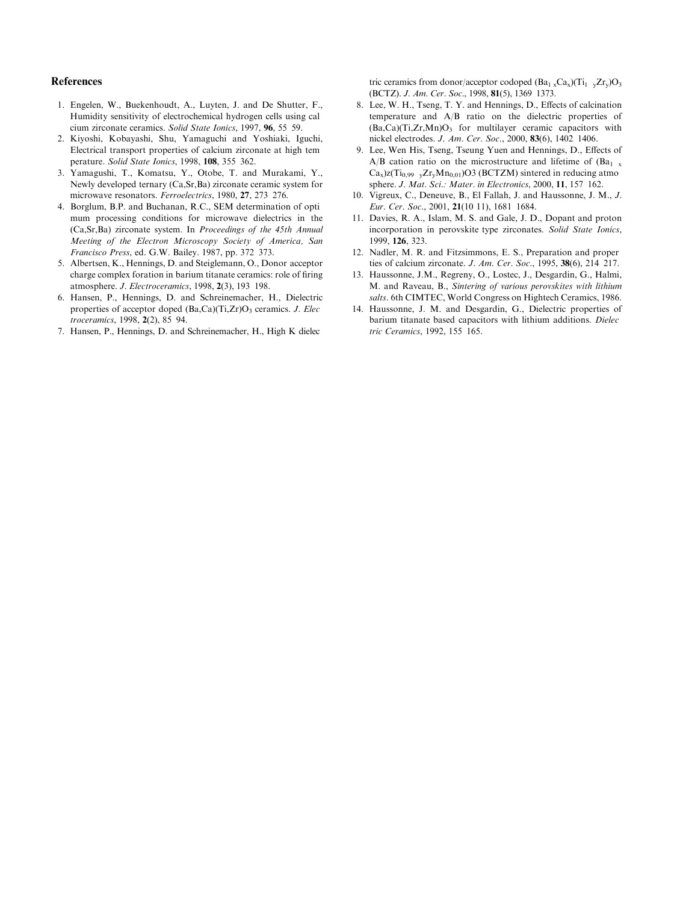## References

1. Engelen, W., Buekenhoudt, A., Luyten, J. and De Shutter, F., Humidity sensitivity of electrochemical hydrogen cells using cal cium zirconate ceramics. *Solid State Ionics*, 1997, **96**, 55 59.
2. Kiyoshi, Kobayashi, Shu, Yamaguchi and Yoshiaki, Iguchi, Electrical transport properties of calcium zirconate at high tem perature. *Solid State Ionics*, 1998, **108**, 355 362.
3. Yamagushi, T., Komatsu, Y., Otobe, T. and Murakami, Y., Newly developed ternary (Ca,Sr,Ba) zirconate ceramic system for microwave resonators. *Ferroelectrics*, 1980, **27**, 273 276.
4. Borglum, B.P. and Buchanan, R.C., SEM determination of opti mum processing conditions for microwave dielectrics in the (Ca,Sr,Ba) zirconate system. In *Proceedings of the 45th Annual Meeting of the Electron Microscopy Society of America, San Francisco Press*, ed. G.W. Bailey. 1987, pp. 372 373.
5. Albertsen, K., Hennings, D. and Steiglemann, O., Donor acceptor charge complex foration in barium titanate ceramics: role of firing atmosphere. *J. Electroceramics*, 1998, **2**(3), 193 198.
6. Hansen, P., Hennings, D. and Schreinemacher, H., Dielectric properties of acceptor doped (Ba,Ca)(Ti,Zr)$O_3$ ceramics. *J. Electroceramics*, 1998, **2**(2), 85 94.
7. Hansen, P., Hennings, D. and Schreinemacher, H., High K dielectric ceramics from donor/acceptor codoped $(Ba_{1\ x}Ca_x)(Ti_{1\ y}Zr_y)O_3$ (BCTZ). *J. Am. Cer. Soc.*, 1998, **81**(5), 1369 1373.
8. Lee, W. H., Tseng, T. Y. and Hennings, D., Effects of calcination temperature and A/B ratio on the dielectric properties of (Ba,Ca)(Ti,Zr,Mn)$O_3$ for multilayer ceramic capacitors with nickel electrodes. *J. Am. Cer. Soc.*, 2000, **83**(6), 1402 1406.
9. Lee, Wen His, Tseng, Tseung Yuen and Hennings, D., Effects of A/B cation ratio on the microstructure and lifetime of $(Ba_{1\ x}Ca_x)z(Ti_{0,99\ y}Zr_yMn_{0,01})O3$ (BCTZM) sintered in reducing atmosphere. *J. Mat. Sci.: Mater. in Electronics*, 2000, **11**, 157 162.
10. Vigreux, C., Deneuve, B., El Fallah, J. and Haussonne, J. M., *J. Eur. Cer. Soc.*, 2001, **21**(10 11), 1681 1684.
11. Davies, R. A., Islam, M. S. and Gale, J. D., Dopant and proton incorporation in perovskite type zirconates. *Solid State Ionics*, 1999, **126**, 323.
12. Nadler, M. R. and Fitzsimmons, E. S., Preparation and proper ties of calcium zirconate. *J. Am. Cer. Soc.*, 1995, **38**(6), 214 217.
13. Haussonne, J.M., Regreny, O., Lostec, J., Desgardin, G., Halmi, M. and Raveau, B., *Sintering of various perovskites with lithium salts*. 6th CIMTEC, World Congress on Hightech Ceramics, 1986.
14. Haussonne, J. M. and Desgardin, G., Dielectric properties of barium titanate based capacitors with lithium additions. *Dielectric Ceramics*, 1992, 155 165.